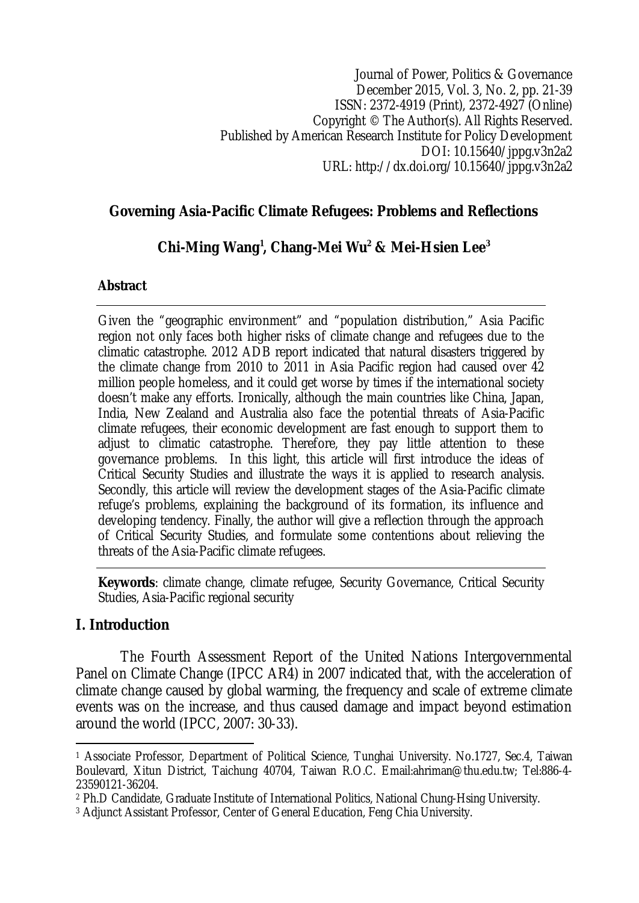Journal of Power, Politics & Governance
December 2015, Vol. 3, No. 2, pp. 21-39
ISSN: 2372-4919 (Print), 2372-4927 (Online)
Copyright © The Author(s). All Rights Reserved.
Published by American Research Institute for Policy Development
DOI: 10.15640/jppg.v3n2a2
URL: http://dx.doi.org/10.15640/jppg.v3n2a2

# Governing Asia-Pacific Climate Refugees: Problems and Reflections

**Chi-Ming Wang[1], Chang-Mei Wu[2] & Mei-Hsien Lee[3]**

## Abstract

Given the "geographic environment" and "population distribution," Asia Pacific region not only faces both higher risks of climate change and refugees due to the climatic catastrophe. 2012 ADB report indicated that natural disasters triggered by the climate change from 2010 to 2011 in Asia Pacific region had caused over 42 million people homeless, and it could get worse by times if the international society doesn't make any efforts. Ironically, although the main countries like China, Japan, India, New Zealand and Australia also face the potential threats of Asia-Pacific climate refugees, their economic development are fast enough to support them to adjust to climatic catastrophe. Therefore, they pay little attention to these governance problems. In this light, this article will first introduce the ideas of Critical Security Studies and illustrate the ways it is applied to research analysis. Secondly, this article will review the development stages of the Asia-Pacific climate refuge's problems, explaining the background of its formation, its influence and developing tendency. Finally, the author will give a reflection through the approach of Critical Security Studies, and formulate some contentions about relieving the threats of the Asia-Pacific climate refugees.

**Keywords**: climate change, climate refugee, Security Governance, Critical Security Studies, Asia-Pacific regional security

## I. Introduction

The Fourth Assessment Report of the United Nations Intergovernmental Panel on Climate Change (IPCC AR4) in 2007 indicated that, with the acceleration of climate change caused by global warming, the frequency and scale of extreme climate events was on the increase, and thus caused damage and impact beyond estimation around the world (IPCC, 2007: 30-33).

---

[1] Associate Professor, Department of Political Science, Tunghai University. No.1727, Sec.4, Taiwan Boulevard, Xitun District, Taichung 40704, Taiwan R.O.C. Email:ahriman@thu.edu.tw; Tel:886-4-23590121-36204.

[2] Ph.D Candidate, Graduate Institute of International Politics, National Chung-Hsing University.

[3] Adjunct Assistant Professor, Center of General Education, Feng Chia University.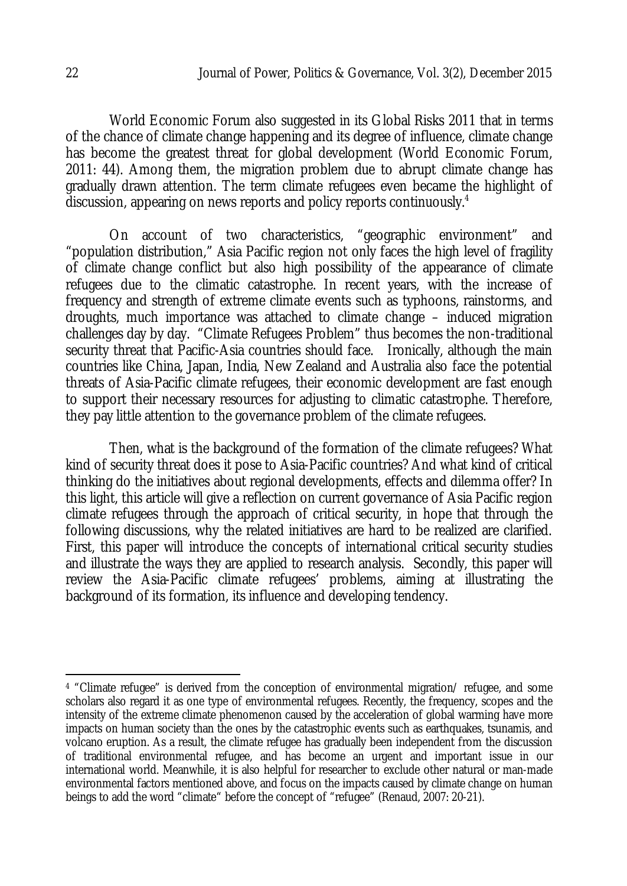World Economic Forum also suggested in its Global Risks 2011 that in terms of the chance of climate change happening and its degree of influence, climate change has become the greatest threat for global development (World Economic Forum, 2011: 44). Among them, the migration problem due to abrupt climate change has gradually drawn attention. The term climate refugees even became the highlight of discussion, appearing on news reports and policy reports continuously.[4]

On account of two characteristics, "geographic environment" and "population distribution," Asia Pacific region not only faces the high level of fragility of climate change conflict but also high possibility of the appearance of climate refugees due to the climatic catastrophe. In recent years, with the increase of frequency and strength of extreme climate events such as typhoons, rainstorms, and droughts, much importance was attached to climate change – induced migration challenges day by day. "Climate Refugees Problem" thus becomes the non-traditional security threat that Pacific-Asia countries should face. Ironically, although the main countries like China, Japan, India, New Zealand and Australia also face the potential threats of Asia-Pacific climate refugees, their economic development are fast enough to support their necessary resources for adjusting to climatic catastrophe. Therefore, they pay little attention to the governance problem of the climate refugees.

Then, what is the background of the formation of the climate refugees? What kind of security threat does it pose to Asia-Pacific countries? And what kind of critical thinking do the initiatives about regional developments, effects and dilemma offer? In this light, this article will give a reflection on current governance of Asia Pacific region climate refugees through the approach of critical security, in hope that through the following discussions, why the related initiatives are hard to be realized are clarified. First, this paper will introduce the concepts of international critical security studies and illustrate the ways they are applied to research analysis. Secondly, this paper will review the Asia-Pacific climate refugees' problems, aiming at illustrating the background of its formation, its influence and developing tendency.

---

[4] "Climate refugee" is derived from the conception of environmental migration/ refugee, and some scholars also regard it as one type of environmental refugees. Recently, the frequency, scopes and the intensity of the extreme climate phenomenon caused by the acceleration of global warming have more impacts on human society than the ones by the catastrophic events such as earthquakes, tsunamis, and volcano eruption. As a result, the climate refugee has gradually been independent from the discussion of traditional environmental refugee, and has become an urgent and important issue in our international world. Meanwhile, it is also helpful for researcher to exclude other natural or man-made environmental factors mentioned above, and focus on the impacts caused by climate change on human beings to add the word "climate" before the concept of "refugee" (Renaud, 2007: 20-21).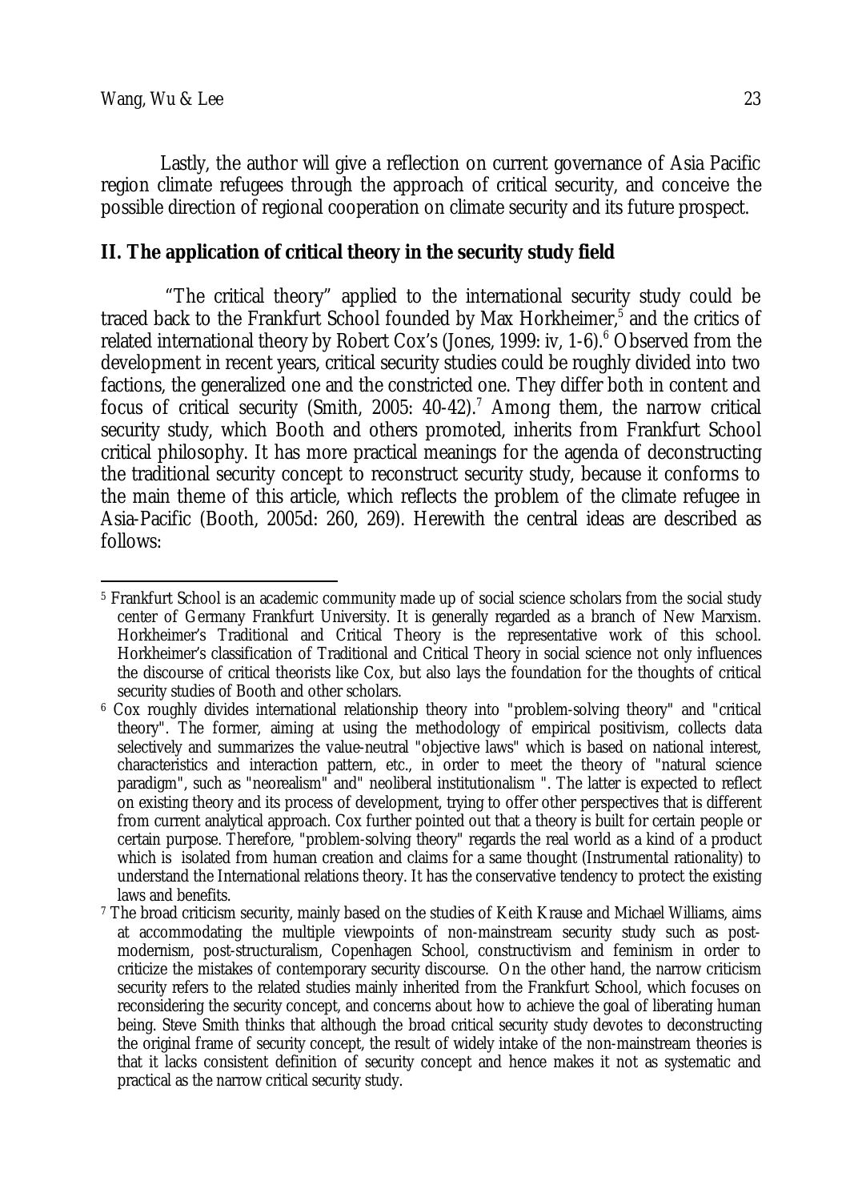Lastly, the author will give a reflection on current governance of Asia Pacific region climate refugees through the approach of critical security, and conceive the possible direction of regional cooperation on climate security and its future prospect.

## II. The application of critical theory in the security study field

"The critical theory" applied to the international security study could be traced back to the Frankfurt School founded by Max Horkheimer,[5] and the critics of related international theory by Robert Cox's (Jones, 1999: iv, 1-6).[6] Observed from the development in recent years, critical security studies could be roughly divided into two factions, the generalized one and the constricted one. They differ both in content and focus of critical security (Smith, 2005: 40-42).[7] Among them, the narrow critical security study, which Booth and others promoted, inherits from Frankfurt School critical philosophy. It has more practical meanings for the agenda of deconstructing the traditional security concept to reconstruct security study, because it conforms to the main theme of this article, which reflects the problem of the climate refugee in Asia-Pacific (Booth, 2005d: 260, 269). Herewith the central ideas are described as follows:

---

[5] Frankfurt School is an academic community made up of social science scholars from the social study center of Germany Frankfurt University. It is generally regarded as a branch of New Marxism. Horkheimer's Traditional and Critical Theory is the representative work of this school. Horkheimer's classification of Traditional and Critical Theory in social science not only influences the discourse of critical theorists like Cox, but also lays the foundation for the thoughts of critical security studies of Booth and other scholars.

[6] Cox roughly divides international relationship theory into "problem-solving theory" and "critical theory". The former, aiming at using the methodology of empirical positivism, collects data selectively and summarizes the value-neutral "objective laws" which is based on national interest, characteristics and interaction pattern, etc., in order to meet the theory of "natural science paradigm", such as "neorealism" and" neoliberal institutionalism ". The latter is expected to reflect on existing theory and its process of development, trying to offer other perspectives that is different from current analytical approach. Cox further pointed out that a theory is built for certain people or certain purpose. Therefore, "problem-solving theory" regards the real world as a kind of a product which is isolated from human creation and claims for a same thought (Instrumental rationality) to understand the International relations theory. It has the conservative tendency to protect the existing laws and benefits.

[7] The broad criticism security, mainly based on the studies of Keith Krause and Michael Williams, aims at accommodating the multiple viewpoints of non-mainstream security study such as post-modernism, post-structuralism, Copenhagen School, constructivism and feminism in order to criticize the mistakes of contemporary security discourse. On the other hand, the narrow criticism security refers to the related studies mainly inherited from the Frankfurt School, which focuses on reconsidering the security concept, and concerns about how to achieve the goal of liberating human being. Steve Smith thinks that although the broad critical security study devotes to deconstructing the original frame of security concept, the result of widely intake of the non-mainstream theories is that it lacks consistent definition of security concept and hence makes it not as systematic and practical as the narrow critical security study.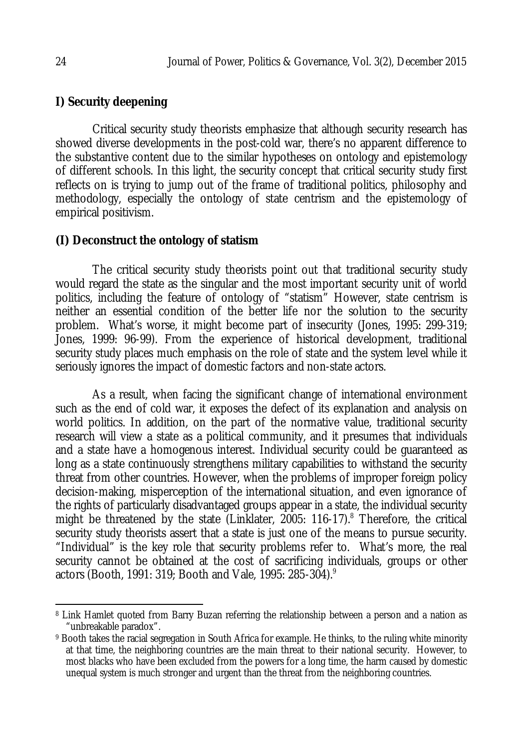## I) Security deepening

Critical security study theorists emphasize that although security research has showed diverse developments in the post-cold war, there's no apparent difference to the substantive content due to the similar hypotheses on ontology and epistemology of different schools. In this light, the security concept that critical security study first reflects on is trying to jump out of the frame of traditional politics, philosophy and methodology, especially the ontology of state centrism and the epistemology of empirical positivism.

### (I) Deconstruct the ontology of statism

The critical security study theorists point out that traditional security study would regard the state as the singular and the most important security unit of world politics, including the feature of ontology of "statism" However, state centrism is neither an essential condition of the better life nor the solution to the security problem. What's worse, it might become part of insecurity (Jones, 1995: 299-319; Jones, 1999: 96-99). From the experience of historical development, traditional security study places much emphasis on the role of state and the system level while it seriously ignores the impact of domestic factors and non-state actors.

As a result, when facing the significant change of international environment such as the end of cold war, it exposes the defect of its explanation and analysis on world politics. In addition, on the part of the normative value, traditional security research will view a state as a political community, and it presumes that individuals and a state have a homogenous interest. Individual security could be guaranteed as long as a state continuously strengthens military capabilities to withstand the security threat from other countries. However, when the problems of improper foreign policy decision-making, misperception of the international situation, and even ignorance of the rights of particularly disadvantaged groups appear in a state, the individual security might be threatened by the state (Linklater, 2005: 116-17).[8] Therefore, the critical security study theorists assert that a state is just one of the means to pursue security. "Individual" is the key role that security problems refer to. What's more, the real security cannot be obtained at the cost of sacrificing individuals, groups or other actors (Booth, 1991: 319; Booth and Vale, 1995: 285-304).[9]

---

[8] Link Hamlet quoted from Barry Buzan referring the relationship between a person and a nation as "unbreakable paradox".

[9] Booth takes the racial segregation in South Africa for example. He thinks, to the ruling white minority at that time, the neighboring countries are the main threat to their national security. However, to most blacks who have been excluded from the powers for a long time, the harm caused by domestic unequal system is much stronger and urgent than the threat from the neighboring countries.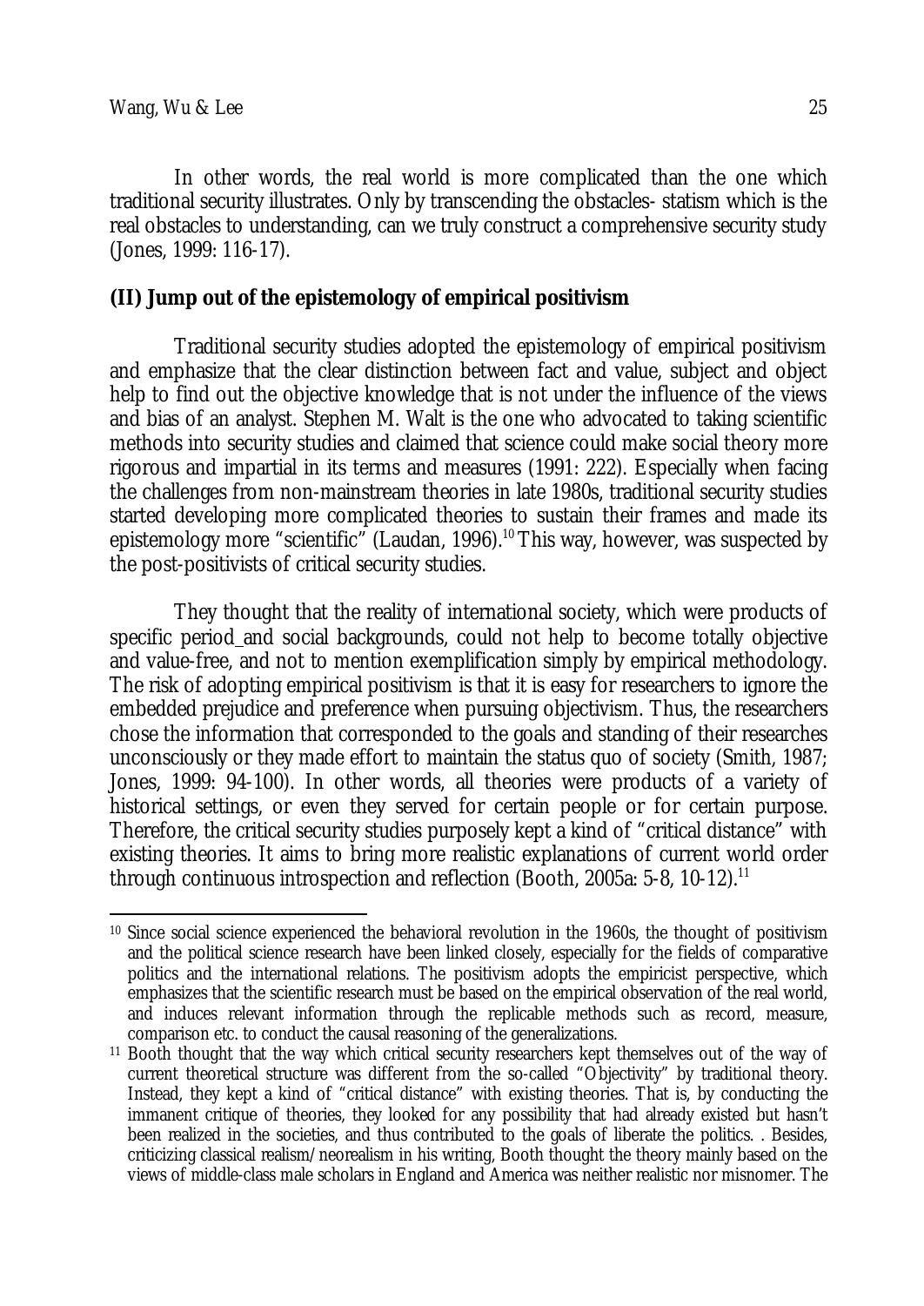In other words, the real world is more complicated than the one which traditional security illustrates. Only by transcending the obstacles- statism which is the real obstacles to understanding, can we truly construct a comprehensive security study (Jones, 1999: 116-17).

**(II) Jump out of the epistemology of empirical positivism**

Traditional security studies adopted the epistemology of empirical positivism and emphasize that the clear distinction between fact and value, subject and object help to find out the objective knowledge that is not under the influence of the views and bias of an analyst. Stephen M. Walt is the one who advocated to taking scientific methods into security studies and claimed that science could make social theory more rigorous and impartial in its terms and measures (1991: 222). Especially when facing the challenges from non-mainstream theories in late 1980s, traditional security studies started developing more complicated theories to sustain their frames and made its epistemology more "scientific" (Laudan, 1996).[10] This way, however, was suspected by the post-positivists of critical security studies.

They thought that the reality of international society, which were products of specific period_and social backgrounds, could not help to become totally objective and value-free, and not to mention exemplification simply by empirical methodology. The risk of adopting empirical positivism is that it is easy for researchers to ignore the embedded prejudice and preference when pursuing objectivism. Thus, the researchers chose the information that corresponded to the goals and standing of their researches unconsciously or they made effort to maintain the status quo of society (Smith, 1987; Jones, 1999: 94-100). In other words, all theories were products of a variety of historical settings, or even they served for certain people or for certain purpose. Therefore, the critical security studies purposely kept a kind of "critical distance" with existing theories. It aims to bring more realistic explanations of current world order through continuous introspection and reflection (Booth, 2005a: 5-8, 10-12).[11]

---

[10] Since social science experienced the behavioral revolution in the 1960s, the thought of positivism and the political science research have been linked closely, especially for the fields of comparative politics and the international relations. The positivism adopts the empiricist perspective, which emphasizes that the scientific research must be based on the empirical observation of the real world, and induces relevant information through the replicable methods such as record, measure, comparison etc. to conduct the causal reasoning of the generalizations.

[11] Booth thought that the way which critical security researchers kept themselves out of the way of current theoretical structure was different from the so-called "Objectivity" by traditional theory. Instead, they kept a kind of "critical distance" with existing theories. That is, by conducting the immanent critique of theories, they looked for any possibility that had already existed but hasn't been realized in the societies, and thus contributed to the goals of liberate the politics. . Besides, criticizing classical realism/neorealism in his writing, Booth thought the theory mainly based on the views of middle-class male scholars in England and America was neither realistic nor misnomer. The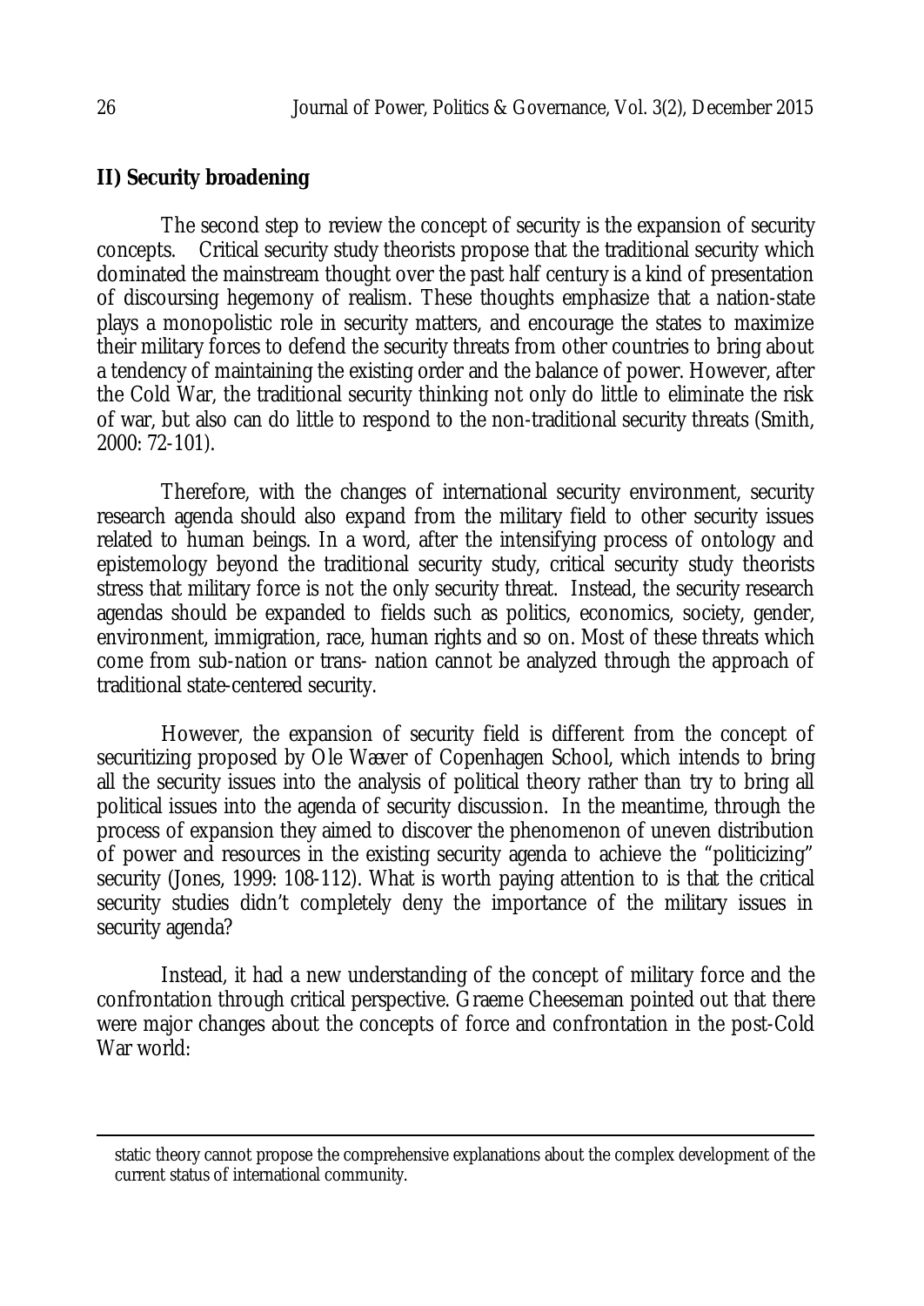## II) Security broadening

The second step to review the concept of security is the expansion of security concepts. Critical security study theorists propose that the traditional security which dominated the mainstream thought over the past half century is a kind of presentation of discoursing hegemony of realism. These thoughts emphasize that a nation-state plays a monopolistic role in security matters, and encourage the states to maximize their military forces to defend the security threats from other countries to bring about a tendency of maintaining the existing order and the balance of power. However, after the Cold War, the traditional security thinking not only do little to eliminate the risk of war, but also can do little to respond to the non-traditional security threats (Smith, 2000: 72-101).

Therefore, with the changes of international security environment, security research agenda should also expand from the military field to other security issues related to human beings. In a word, after the intensifying process of ontology and epistemology beyond the traditional security study, critical security study theorists stress that military force is not the only security threat. Instead, the security research agendas should be expanded to fields such as politics, economics, society, gender, environment, immigration, race, human rights and so on. Most of these threats which come from sub-nation or trans- nation cannot be analyzed through the approach of traditional state-centered security.

However, the expansion of security field is different from the concept of securitizing proposed by Ole Wæver of Copenhagen School, which intends to bring all the security issues into the analysis of political theory rather than try to bring all political issues into the agenda of security discussion. In the meantime, through the process of expansion they aimed to discover the phenomenon of uneven distribution of power and resources in the existing security agenda to achieve the "politicizing" security (Jones, 1999: 108-112). What is worth paying attention to is that the critical security studies didn't completely deny the importance of the military issues in security agenda?

Instead, it had a new understanding of the concept of military force and the confrontation through critical perspective. Graeme Cheeseman pointed out that there were major changes about the concepts of force and confrontation in the post-Cold War world:

---

static theory cannot propose the comprehensive explanations about the complex development of the current status of international community.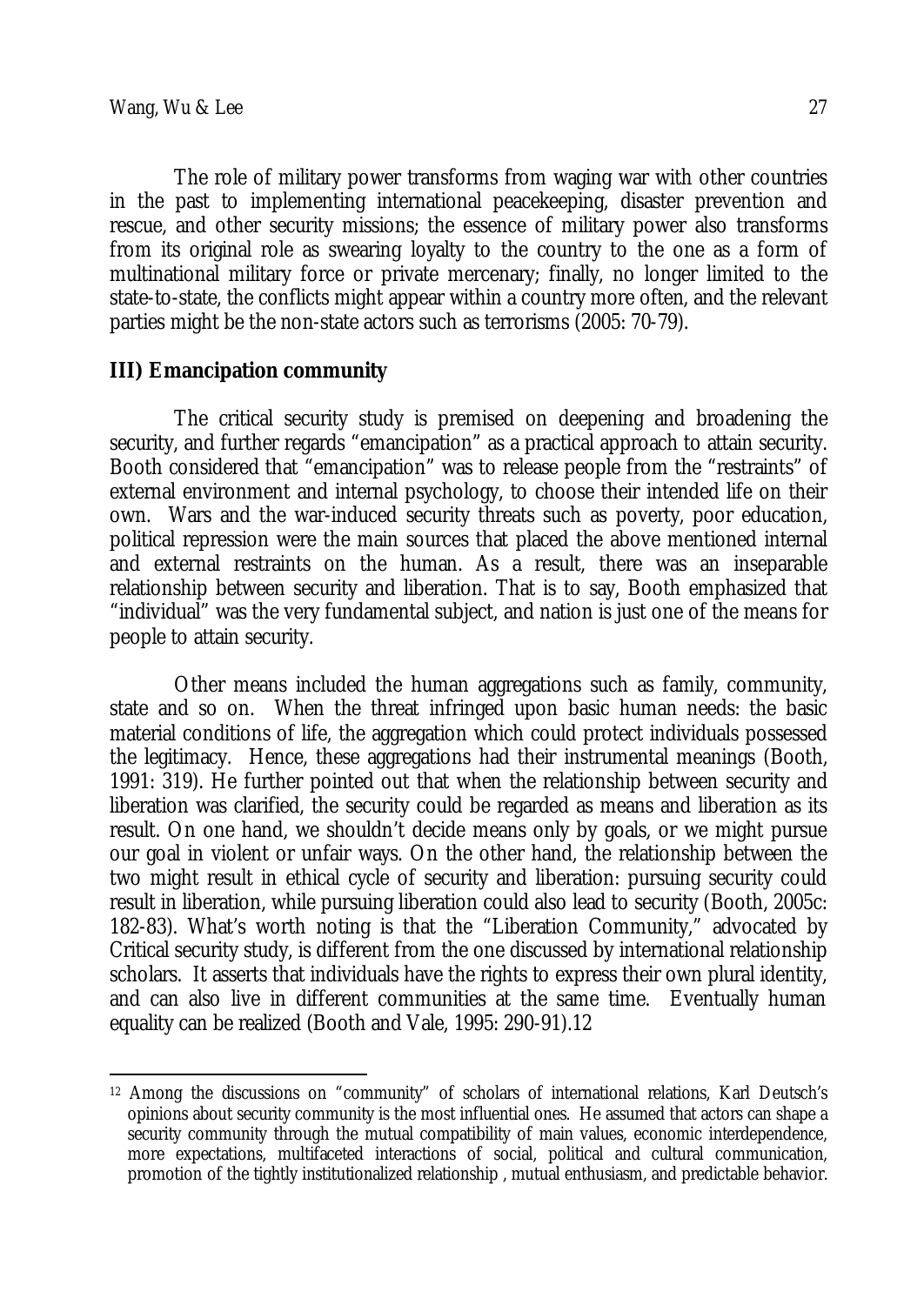The role of military power transforms from waging war with other countries in the past to implementing international peacekeeping, disaster prevention and rescue, and other security missions; the essence of military power also transforms from its original role as swearing loyalty to the country to the one as a form of multinational military force or private mercenary; finally, no longer limited to the state-to-state, the conflicts might appear within a country more often, and the relevant parties might be the non-state actors such as terrorisms (2005: 70-79).

### III) Emancipation community

The critical security study is premised on deepening and broadening the security, and further regards "emancipation" as a practical approach to attain security. Booth considered that "emancipation" was to release people from the "restraints" of external environment and internal psychology, to choose their intended life on their own. Wars and the war-induced security threats such as poverty, poor education, political repression were the main sources that placed the above mentioned internal and external restraints on the human. As a result, there was an inseparable relationship between security and liberation. That is to say, Booth emphasized that "individual" was the very fundamental subject, and nation is just one of the means for people to attain security.

Other means included the human aggregations such as family, community, state and so on. When the threat infringed upon basic human needs: the basic material conditions of life, the aggregation which could protect individuals possessed the legitimacy. Hence, these aggregations had their instrumental meanings (Booth, 1991: 319). He further pointed out that when the relationship between security and liberation was clarified, the security could be regarded as means and liberation as its result. On one hand, we shouldn't decide means only by goals, or we might pursue our goal in violent or unfair ways. On the other hand, the relationship between the two might result in ethical cycle of security and liberation: pursuing security could result in liberation, while pursuing liberation could also lead to security (Booth, 2005c: 182-83). What's worth noting is that the "Liberation Community," advocated by Critical security study, is different from the one discussed by international relationship scholars. It asserts that individuals have the rights to express their own plural identity, and can also live in different communities at the same time. Eventually human equality can be realized (Booth and Vale, 1995: 290-91).12

12 Among the discussions on "community" of scholars of international relations, Karl Deutsch's opinions about security community is the most influential ones. He assumed that actors can shape a security community through the mutual compatibility of main values, economic interdependence, more expectations, multifaceted interactions of social, political and cultural communication, promotion of the tightly institutionalized relationship , mutual enthusiasm, and predictable behavior.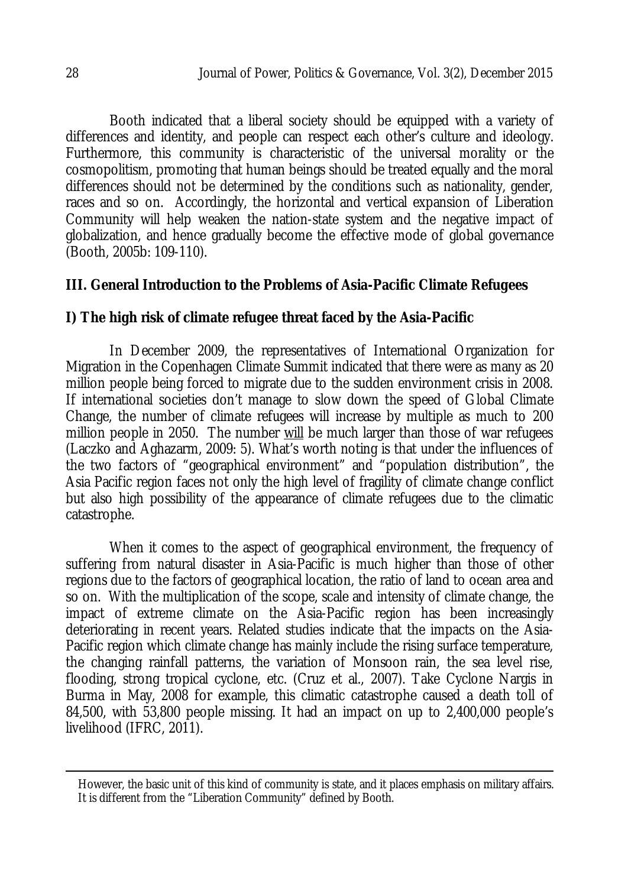Booth indicated that a liberal society should be equipped with a variety of differences and identity, and people can respect each other's culture and ideology. Furthermore, this community is characteristic of the universal morality or the cosmopolitism, promoting that human beings should be treated equally and the moral differences should not be determined by the conditions such as nationality, gender, races and so on. Accordingly, the horizontal and vertical expansion of Liberation Community will help weaken the nation-state system and the negative impact of globalization, and hence gradually become the effective mode of global governance (Booth, 2005b: 109-110).

## III. General Introduction to the Problems of Asia-Pacific Climate Refugees

### I) The high risk of climate refugee threat faced by the Asia-Pacific

In December 2009, the representatives of International Organization for Migration in the Copenhagen Climate Summit indicated that there were as many as 20 million people being forced to migrate due to the sudden environment crisis in 2008. If international societies don't manage to slow down the speed of Global Climate Change, the number of climate refugees will increase by multiple as much to 200 million people in 2050. The number <u>will</u> be much larger than those of war refugees (Laczko and Aghazarm, 2009: 5). What's worth noting is that under the influences of the two factors of "geographical environment" and "population distribution", the Asia Pacific region faces not only the high level of fragility of climate change conflict but also high possibility of the appearance of climate refugees due to the climatic catastrophe.

When it comes to the aspect of geographical environment, the frequency of suffering from natural disaster in Asia-Pacific is much higher than those of other regions due to the factors of geographical location, the ratio of land to ocean area and so on. With the multiplication of the scope, scale and intensity of climate change, the impact of extreme climate on the Asia-Pacific region has been increasingly deteriorating in recent years. Related studies indicate that the impacts on the Asia-Pacific region which climate change has mainly include the rising surface temperature, the changing rainfall patterns, the variation of Monsoon rain, the sea level rise, flooding, strong tropical cyclone, etc. (Cruz et al., 2007). Take Cyclone Nargis in Burma in May, 2008 for example, this climatic catastrophe caused a death toll of 84,500, with 53,800 people missing. It had an impact on up to 2,400,000 people's livelihood (IFRC, 2011).

---

However, the basic unit of this kind of community is state, and it places emphasis on military affairs. It is different from the "Liberation Community" defined by Booth.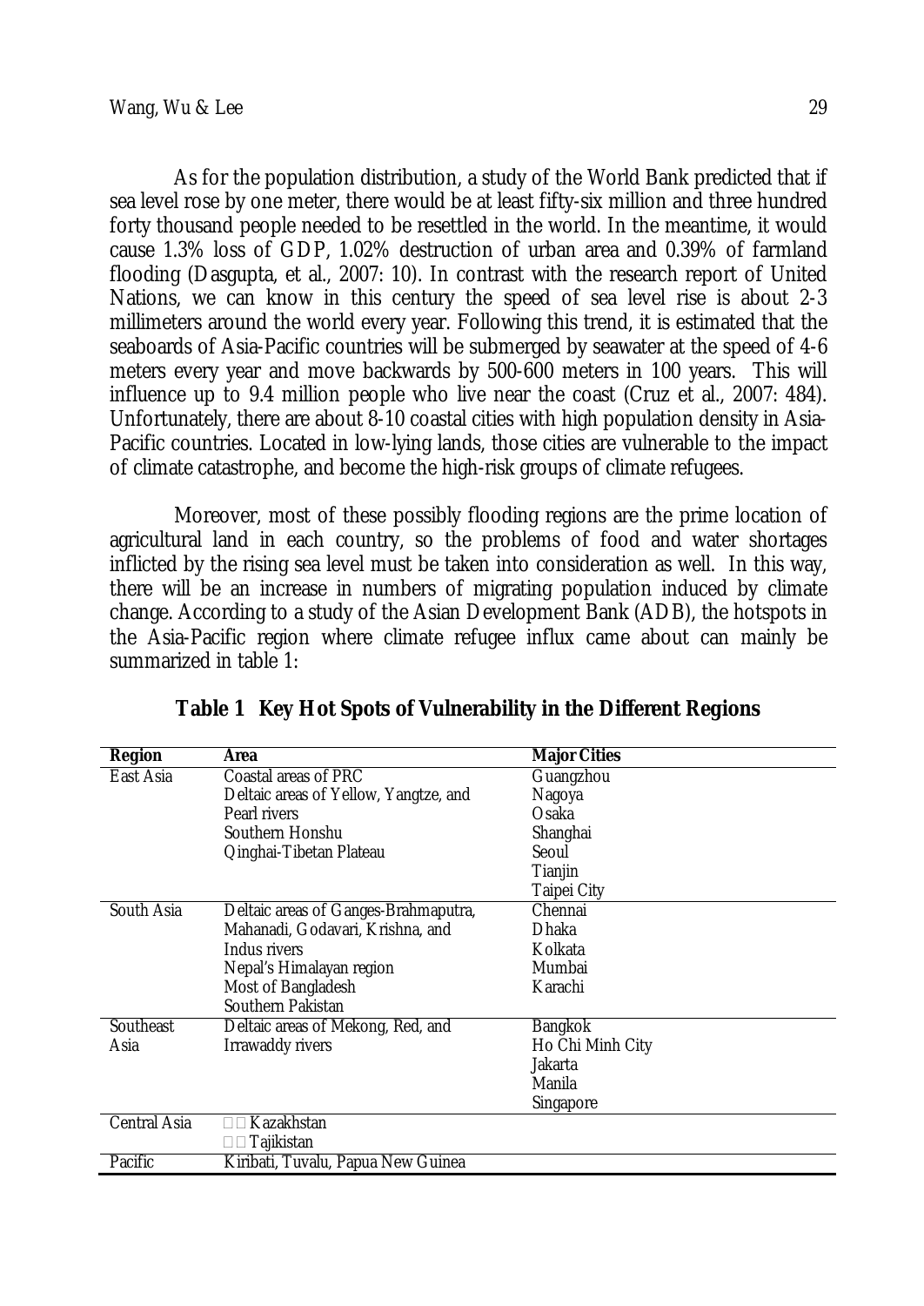As for the population distribution, a study of the World Bank predicted that if sea level rose by one meter, there would be at least fifty-six million and three hundred forty thousand people needed to be resettled in the world. In the meantime, it would cause 1.3% loss of GDP, 1.02% destruction of urban area and 0.39% of farmland flooding (Dasgupta, et al., 2007: 10). In contrast with the research report of United Nations, we can know in this century the speed of sea level rise is about 2-3 millimeters around the world every year. Following this trend, it is estimated that the seaboards of Asia-Pacific countries will be submerged by seawater at the speed of 4-6 meters every year and move backwards by 500-600 meters in 100 years. This will influence up to 9.4 million people who live near the coast (Cruz et al., 2007: 484). Unfortunately, there are about 8-10 coastal cities with high population density in Asia-Pacific countries. Located in low-lying lands, those cities are vulnerable to the impact of climate catastrophe, and become the high-risk groups of climate refugees.

Moreover, most of these possibly flooding regions are the prime location of agricultural land in each country, so the problems of food and water shortages inflicted by the rising sea level must be taken into consideration as well. In this way, there will be an increase in numbers of migrating population induced by climate change. According to a study of the Asian Development Bank (ADB), the hotspots in the Asia-Pacific region where climate refugee influx came about can mainly be summarized in table 1:

**Table 1 Key Hot Spots of Vulnerability in the Different Regions**

| Region | Area | Major Cities |
|---|---|---|
| East Asia | Coastal areas of PRC<br>Deltaic areas of Yellow, Yangtze, and Pearl rivers<br>Southern Honshu<br>Qinghai-Tibetan Plateau | Guangzhou<br>Nagoya<br>Osaka<br>Shanghai<br>Seoul<br>Tianjin<br>Taipei City |
| South Asia | Deltaic areas of Ganges-Brahmaputra, Mahanadi, Godavari, Krishna, and Indus rivers<br>Nepal's Himalayan region<br>Most of Bangladesh<br>Southern Pakistan | Chennai<br>Dhaka<br>Kolkata<br>Mumbai<br>Karachi |
| Southeast Asia | Deltaic areas of Mekong, Red, and Irrawaddy rivers | Bangkok<br>Ho Chi Minh City<br>Jakarta<br>Manila<br>Singapore |
| Central Asia | Kazakhstan<br>Tajikistan | |
| Pacific | Kiribati, Tuvalu, Papua New Guinea | |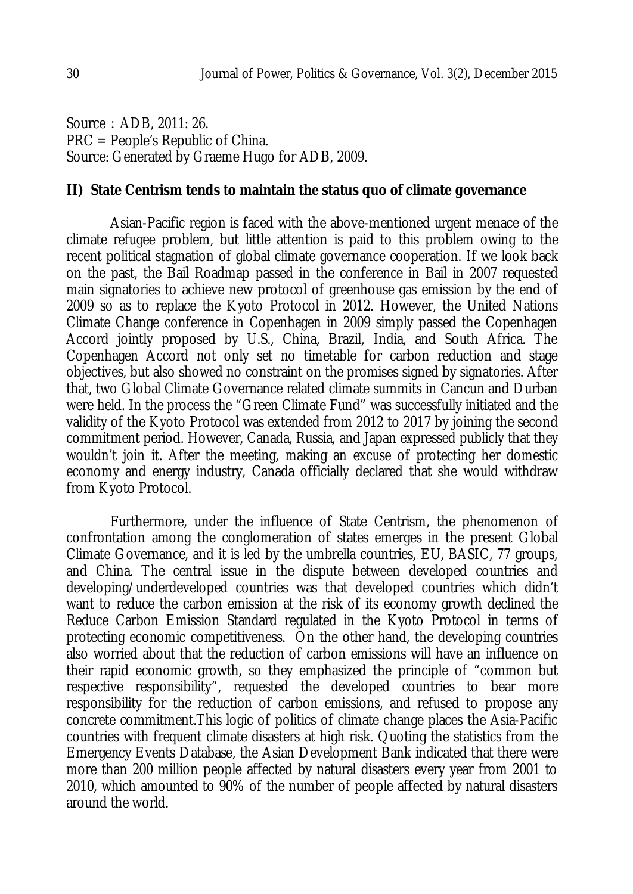Source：ADB, 2011: 26.
PRC = People's Republic of China.
Source: Generated by Graeme Hugo for ADB, 2009.

**II) State Centrism tends to maintain the status quo of climate governance**

Asian-Pacific region is faced with the above-mentioned urgent menace of the climate refugee problem, but little attention is paid to this problem owing to the recent political stagnation of global climate governance cooperation. If we look back on the past, the Bail Roadmap passed in the conference in Bail in 2007 requested main signatories to achieve new protocol of greenhouse gas emission by the end of 2009 so as to replace the Kyoto Protocol in 2012. However, the United Nations Climate Change conference in Copenhagen in 2009 simply passed the Copenhagen Accord jointly proposed by U.S., China, Brazil, India, and South Africa. The Copenhagen Accord not only set no timetable for carbon reduction and stage objectives, but also showed no constraint on the promises signed by signatories. After that, two Global Climate Governance related climate summits in Cancun and Durban were held. In the process the "Green Climate Fund" was successfully initiated and the validity of the Kyoto Protocol was extended from 2012 to 2017 by joining the second commitment period. However, Canada, Russia, and Japan expressed publicly that they wouldn't join it. After the meeting, making an excuse of protecting her domestic economy and energy industry, Canada officially declared that she would withdraw from Kyoto Protocol.

Furthermore, under the influence of State Centrism, the phenomenon of confrontation among the conglomeration of states emerges in the present Global Climate Governance, and it is led by the umbrella countries, EU, BASIC, 77 groups, and China. The central issue in the dispute between developed countries and developing/underdeveloped countries was that developed countries which didn't want to reduce the carbon emission at the risk of its economy growth declined the Reduce Carbon Emission Standard regulated in the Kyoto Protocol in terms of protecting economic competitiveness. On the other hand, the developing countries also worried about that the reduction of carbon emissions will have an influence on their rapid economic growth, so they emphasized the principle of "common but respective responsibility", requested the developed countries to bear more responsibility for the reduction of carbon emissions, and refused to propose any concrete commitment.This logic of politics of climate change places the Asia-Pacific countries with frequent climate disasters at high risk. Quoting the statistics from the Emergency Events Database, the Asian Development Bank indicated that there were more than 200 million people affected by natural disasters every year from 2001 to 2010, which amounted to 90% of the number of people affected by natural disasters around the world.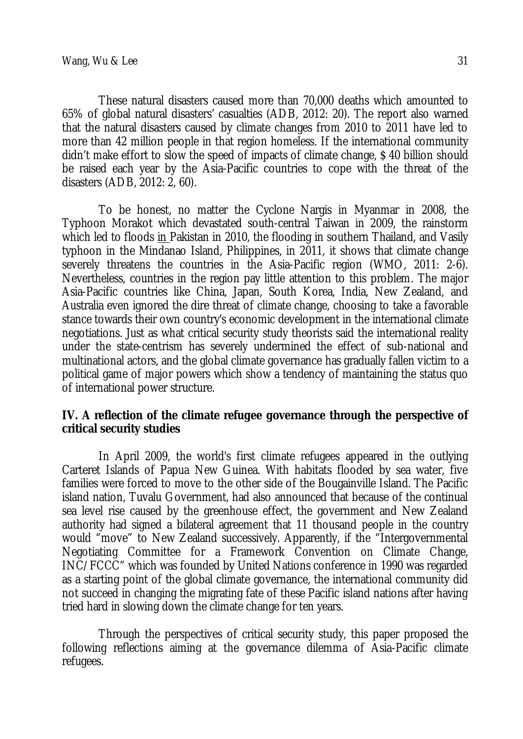These natural disasters caused more than 70,000 deaths which amounted to 65% of global natural disasters' casualties (ADB, 2012: 20). The report also warned that the natural disasters caused by climate changes from 2010 to 2011 have led to more than 42 million people in that region homeless. If the international community didn't make effort to slow the speed of impacts of climate change, $ 40 billion should be raised each year by the Asia-Pacific countries to cope with the threat of the disasters (ADB, 2012: 2, 60).

To be honest, no matter the Cyclone Nargis in Myanmar in 2008, the Typhoon Morakot which devastated south-central Taiwan in 2009, the rainstorm which led to floods in Pakistan in 2010, the flooding in southern Thailand, and Vasily typhoon in the Mindanao Island, Philippines, in 2011, it shows that climate change severely threatens the countries in the Asia-Pacific region (WMO, 2011: 2-6). Nevertheless, countries in the region pay little attention to this problem. The major Asia-Pacific countries like China, Japan, South Korea, India, New Zealand, and Australia even ignored the dire threat of climate change, choosing to take a favorable stance towards their own country's economic development in the international climate negotiations. Just as what critical security study theorists said the international reality under the state-centrism has severely undermined the effect of sub-national and multinational actors, and the global climate governance has gradually fallen victim to a political game of major powers which show a tendency of maintaining the status quo of international power structure.

## IV. A reflection of the climate refugee governance through the perspective of critical security studies

In April 2009, the world's first climate refugees appeared in the outlying Carteret Islands of Papua New Guinea. With habitats flooded by sea water, five families were forced to move to the other side of the Bougainville Island. The Pacific island nation, Tuvalu Government, had also announced that because of the continual sea level rise caused by the greenhouse effect, the government and New Zealand authority had signed a bilateral agreement that 11 thousand people in the country would "move" to New Zealand successively. Apparently, if the "Intergovernmental Negotiating Committee for a Framework Convention on Climate Change, INC/FCCC" which was founded by United Nations conference in 1990 was regarded as a starting point of the global climate governance, the international community did not succeed in changing the migrating fate of these Pacific island nations after having tried hard in slowing down the climate change for ten years.

Through the perspectives of critical security study, this paper proposed the following reflections aiming at the governance dilemma of Asia-Pacific climate refugees.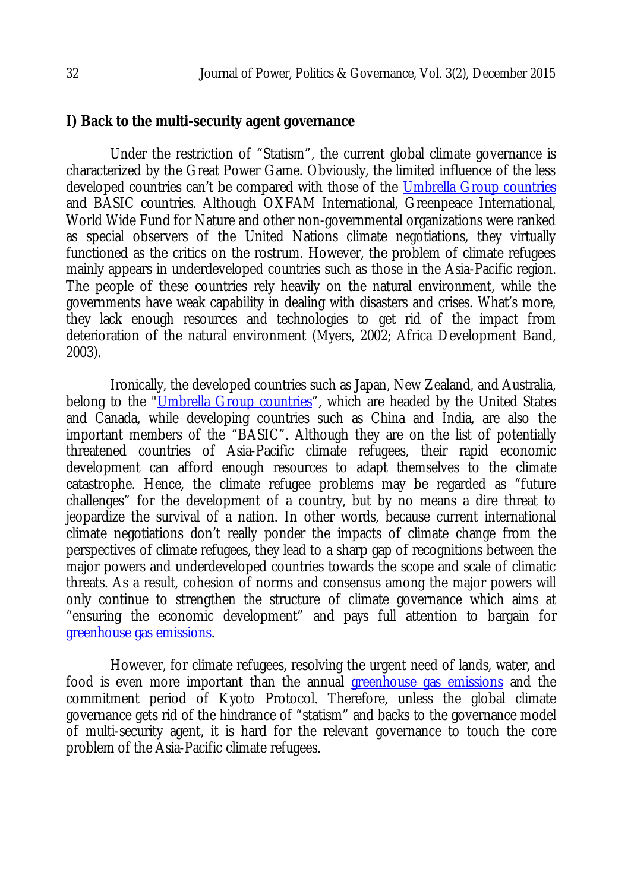**I) Back to the multi-security agent governance**

Under the restriction of "Statism", the current global climate governance is characterized by the Great Power Game. Obviously, the limited influence of the less developed countries can't be compared with those of the Umbrella Group countries and BASIC countries. Although OXFAM International, Greenpeace International, World Wide Fund for Nature and other non-governmental organizations were ranked as special observers of the United Nations climate negotiations, they virtually functioned as the critics on the rostrum. However, the problem of climate refugees mainly appears in underdeveloped countries such as those in the Asia-Pacific region. The people of these countries rely heavily on the natural environment, while the governments have weak capability in dealing with disasters and crises. What's more, they lack enough resources and technologies to get rid of the impact from deterioration of the natural environment (Myers, 2002; Africa Development Band, 2003).

Ironically, the developed countries such as Japan, New Zealand, and Australia, belong to the "Umbrella Group countries", which are headed by the United States and Canada, while developing countries such as China and India, are also the important members of the "BASIC". Although they are on the list of potentially threatened countries of Asia-Pacific climate refugees, their rapid economic development can afford enough resources to adapt themselves to the climate catastrophe. Hence, the climate refugee problems may be regarded as "future challenges" for the development of a country, but by no means a dire threat to jeopardize the survival of a nation. In other words, because current international climate negotiations don't really ponder the impacts of climate change from the perspectives of climate refugees, they lead to a sharp gap of recognitions between the major powers and underdeveloped countries towards the scope and scale of climatic threats. As a result, cohesion of norms and consensus among the major powers will only continue to strengthen the structure of climate governance which aims at "ensuring the economic development" and pays full attention to bargain for greenhouse gas emissions.

However, for climate refugees, resolving the urgent need of lands, water, and food is even more important than the annual greenhouse gas emissions and the commitment period of Kyoto Protocol. Therefore, unless the global climate governance gets rid of the hindrance of "statism" and backs to the governance model of multi-security agent, it is hard for the relevant governance to touch the core problem of the Asia-Pacific climate refugees.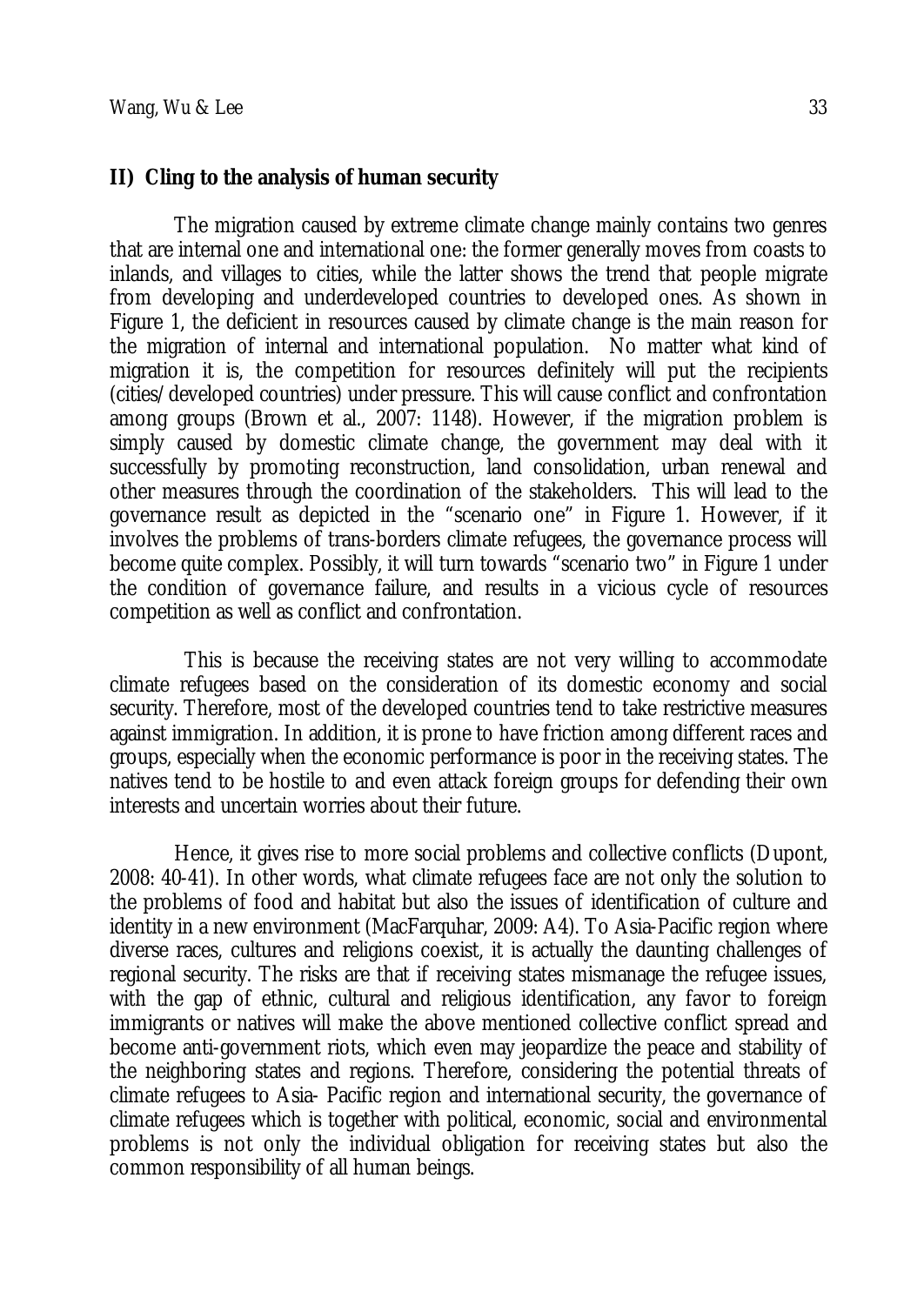**II) Cling to the analysis of human security**

The migration caused by extreme climate change mainly contains two genres that are internal one and international one: the former generally moves from coasts to inlands, and villages to cities, while the latter shows the trend that people migrate from developing and underdeveloped countries to developed ones. As shown in Figure 1, the deficient in resources caused by climate change is the main reason for the migration of internal and international population. No matter what kind of migration it is, the competition for resources definitely will put the recipients (cities/developed countries) under pressure. This will cause conflict and confrontation among groups (Brown et al., 2007: 1148). However, if the migration problem is simply caused by domestic climate change, the government may deal with it successfully by promoting reconstruction, land consolidation, urban renewal and other measures through the coordination of the stakeholders. This will lead to the governance result as depicted in the "scenario one" in Figure 1. However, if it involves the problems of trans-borders climate refugees, the governance process will become quite complex. Possibly, it will turn towards "scenario two" in Figure 1 under the condition of governance failure, and results in a vicious cycle of resources competition as well as conflict and confrontation.

This is because the receiving states are not very willing to accommodate climate refugees based on the consideration of its domestic economy and social security. Therefore, most of the developed countries tend to take restrictive measures against immigration. In addition, it is prone to have friction among different races and groups, especially when the economic performance is poor in the receiving states. The natives tend to be hostile to and even attack foreign groups for defending their own interests and uncertain worries about their future.

Hence, it gives rise to more social problems and collective conflicts (Dupont, 2008: 40-41). In other words, what climate refugees face are not only the solution to the problems of food and habitat but also the issues of identification of culture and identity in a new environment (MacFarquhar, 2009: A4). To Asia-Pacific region where diverse races, cultures and religions coexist, it is actually the daunting challenges of regional security. The risks are that if receiving states mismanage the refugee issues, with the gap of ethnic, cultural and religious identification, any favor to foreign immigrants or natives will make the above mentioned collective conflict spread and become anti-government riots, which even may jeopardize the peace and stability of the neighboring states and regions. Therefore, considering the potential threats of climate refugees to Asia- Pacific region and international security, the governance of climate refugees which is together with political, economic, social and environmental problems is not only the individual obligation for receiving states but also the common responsibility of all human beings.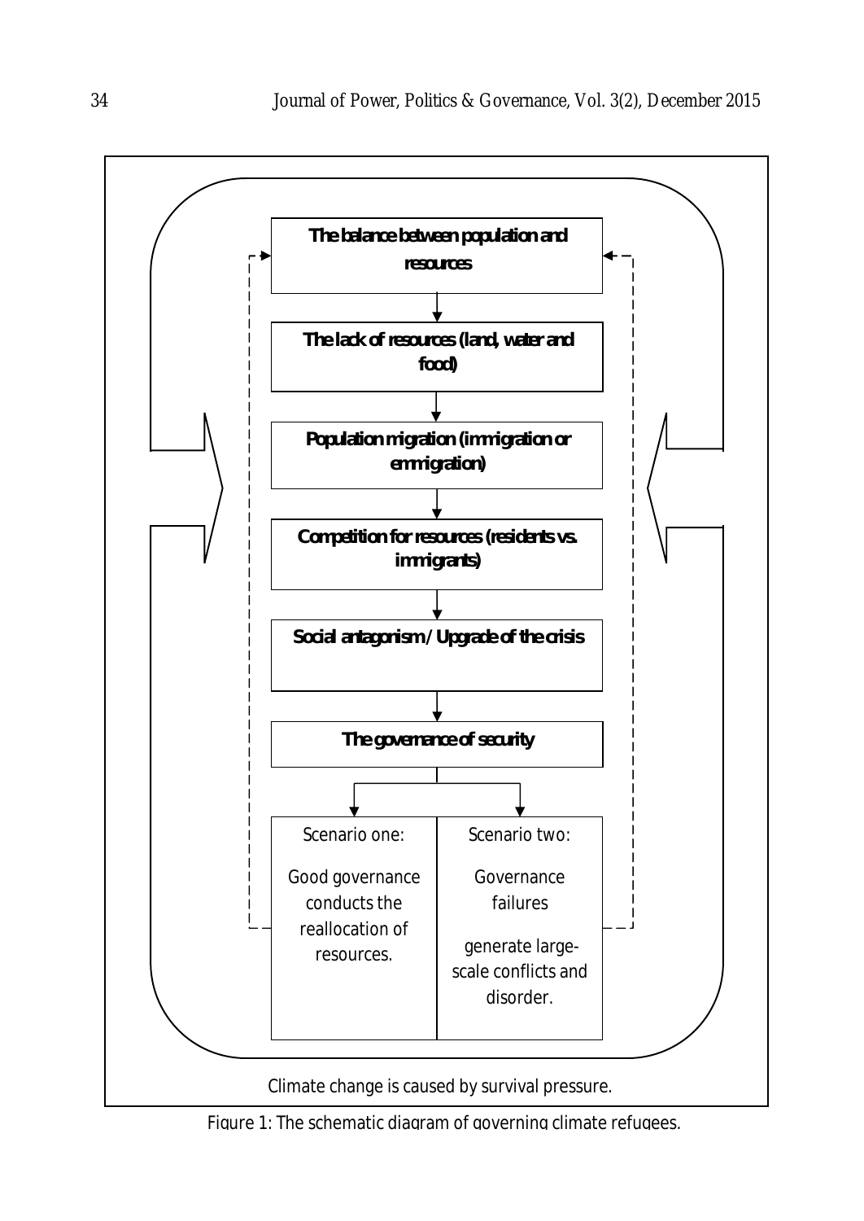The balance between population and resources

The lack of resources (land, water and food)

Population migration (immigration or emmigration)

Competition for resources (residents vs. immigrants)

Social antagonism / Upgrade of the crisis

The governance of security

| Scenario one: | Scenario two: |
| --- | --- |
| Good governance conducts the reallocation of resources. | Governance failures generate large-scale conflicts and disorder. |

Climate change is caused by survival pressure.

Figure 1: The schematic diagram of governing climate refugees.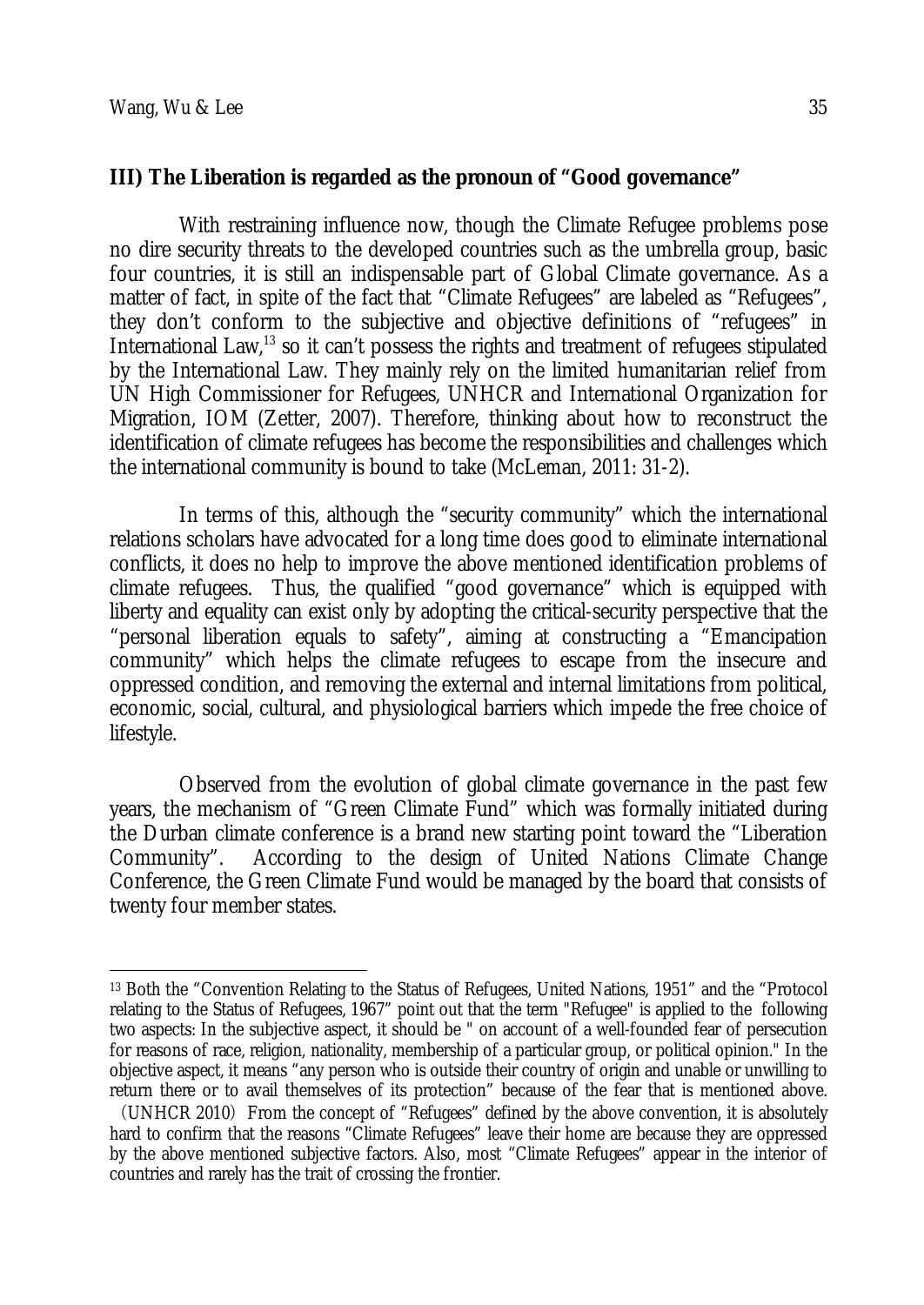### III) The Liberation is regarded as the pronoun of "Good governance"

With restraining influence now, though the Climate Refugee problems pose no dire security threats to the developed countries such as the umbrella group, basic four countries, it is still an indispensable part of Global Climate governance. As a matter of fact, in spite of the fact that "Climate Refugees" are labeled as "Refugees", they don't conform to the subjective and objective definitions of "refugees" in International Law,[13] so it can't possess the rights and treatment of refugees stipulated by the International Law. They mainly rely on the limited humanitarian relief from UN High Commissioner for Refugees, UNHCR and International Organization for Migration, IOM (Zetter, 2007). Therefore, thinking about how to reconstruct the identification of climate refugees has become the responsibilities and challenges which the international community is bound to take (McLeman, 2011: 31-2).

In terms of this, although the "security community" which the international relations scholars have advocated for a long time does good to eliminate international conflicts, it does no help to improve the above mentioned identification problems of climate refugees. Thus, the qualified "good governance" which is equipped with liberty and equality can exist only by adopting the critical-security perspective that the "personal liberation equals to safety", aiming at constructing a "Emancipation community" which helps the climate refugees to escape from the insecure and oppressed condition, and removing the external and internal limitations from political, economic, social, cultural, and physiological barriers which impede the free choice of lifestyle.

Observed from the evolution of global climate governance in the past few years, the mechanism of "Green Climate Fund" which was formally initiated during the Durban climate conference is a brand new starting point toward the "Liberation Community". According to the design of United Nations Climate Change Conference, the Green Climate Fund would be managed by the board that consists of twenty four member states.

---

[13] Both the "Convention Relating to the Status of Refugees, United Nations, 1951" and the "Protocol relating to the Status of Refugees, 1967" point out that the term "Refugee" is applied to the following two aspects: In the subjective aspect, it should be " on account of a well-founded fear of persecution for reasons of race, religion, nationality, membership of a particular group, or political opinion." In the objective aspect, it means "any person who is outside their country of origin and unable or unwilling to return there or to avail themselves of its protection" because of the fear that is mentioned above.（UNHCR 2010）From the concept of "Refugees" defined by the above convention, it is absolutely hard to confirm that the reasons "Climate Refugees" leave their home are because they are oppressed by the above mentioned subjective factors. Also, most "Climate Refugees" appear in the interior of countries and rarely has the trait of crossing the frontier.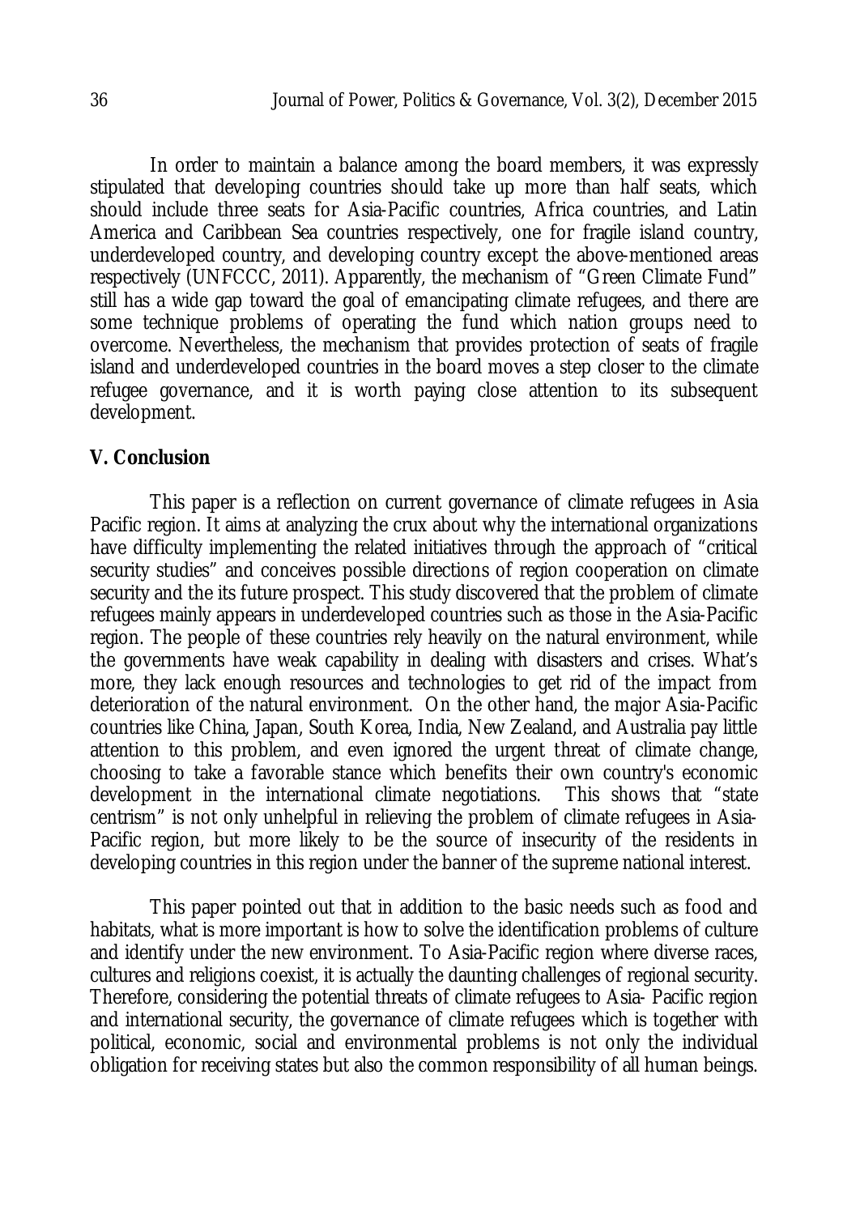In order to maintain a balance among the board members, it was expressly stipulated that developing countries should take up more than half seats, which should include three seats for Asia-Pacific countries, Africa countries, and Latin America and Caribbean Sea countries respectively, one for fragile island country, underdeveloped country, and developing country except the above-mentioned areas respectively (UNFCCC, 2011). Apparently, the mechanism of "Green Climate Fund" still has a wide gap toward the goal of emancipating climate refugees, and there are some technique problems of operating the fund which nation groups need to overcome. Nevertheless, the mechanism that provides protection of seats of fragile island and underdeveloped countries in the board moves a step closer to the climate refugee governance, and it is worth paying close attention to its subsequent development.

## V. Conclusion

This paper is a reflection on current governance of climate refugees in Asia Pacific region. It aims at analyzing the crux about why the international organizations have difficulty implementing the related initiatives through the approach of "critical security studies" and conceives possible directions of region cooperation on climate security and the its future prospect. This study discovered that the problem of climate refugees mainly appears in underdeveloped countries such as those in the Asia-Pacific region. The people of these countries rely heavily on the natural environment, while the governments have weak capability in dealing with disasters and crises. What's more, they lack enough resources and technologies to get rid of the impact from deterioration of the natural environment. On the other hand, the major Asia-Pacific countries like China, Japan, South Korea, India, New Zealand, and Australia pay little attention to this problem, and even ignored the urgent threat of climate change, choosing to take a favorable stance which benefits their own country's economic development in the international climate negotiations. This shows that "state centrism" is not only unhelpful in relieving the problem of climate refugees in Asia-Pacific region, but more likely to be the source of insecurity of the residents in developing countries in this region under the banner of the supreme national interest.

This paper pointed out that in addition to the basic needs such as food and habitats, what is more important is how to solve the identification problems of culture and identify under the new environment. To Asia-Pacific region where diverse races, cultures and religions coexist, it is actually the daunting challenges of regional security. Therefore, considering the potential threats of climate refugees to Asia- Pacific region and international security, the governance of climate refugees which is together with political, economic, social and environmental problems is not only the individual obligation for receiving states but also the common responsibility of all human beings.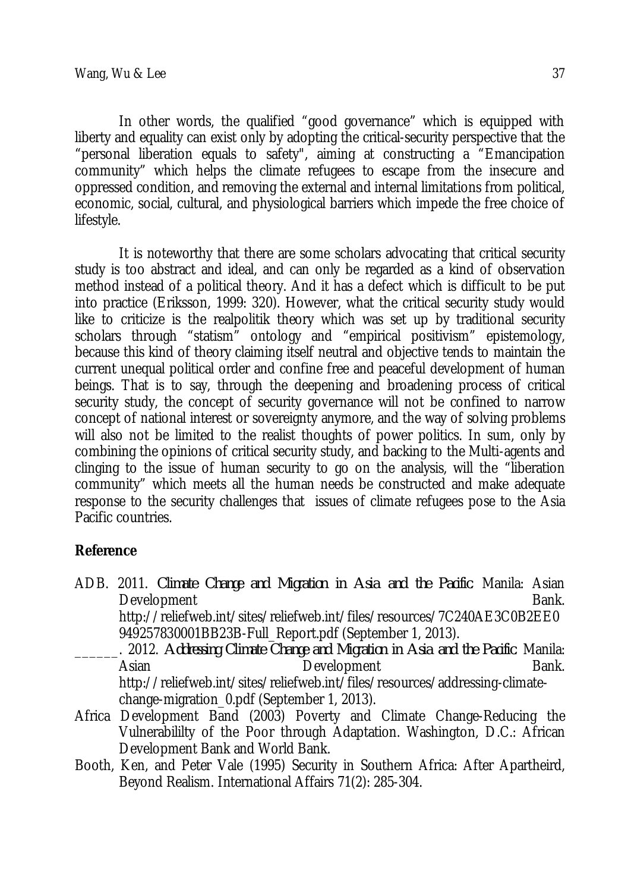In other words, the qualified "good governance" which is equipped with liberty and equality can exist only by adopting the critical-security perspective that the "personal liberation equals to safety", aiming at constructing a "Emancipation community" which helps the climate refugees to escape from the insecure and oppressed condition, and removing the external and internal limitations from political, economic, social, cultural, and physiological barriers which impede the free choice of lifestyle.

It is noteworthy that there are some scholars advocating that critical security study is too abstract and ideal, and can only be regarded as a kind of observation method instead of a political theory. And it has a defect which is difficult to be put into practice (Eriksson, 1999: 320). However, what the critical security study would like to criticize is the realpolitik theory which was set up by traditional security scholars through "statism" ontology and "empirical positivism" epistemology, because this kind of theory claiming itself neutral and objective tends to maintain the current unequal political order and confine free and peaceful development of human beings. That is to say, through the deepening and broadening process of critical security study, the concept of security governance will not be confined to narrow concept of national interest or sovereignty anymore, and the way of solving problems will also not be limited to the realist thoughts of power politics. In sum, only by combining the opinions of critical security study, and backing to the Multi-agents and clinging to the issue of human security to go on the analysis, will the "liberation community" which meets all the human needs be constructed and make adequate response to the security challenges that issues of climate refugees pose to the Asia Pacific countries.

## Reference

ADB. 2011. *Climate Change and Migration in Asia and the Pacific*. Manila: Asian Development Bank. http://reliefweb.int/sites/reliefweb.int/files/resources/7C240AE3C0B2EE0949257830001BB23B-Full_Report.pdf (September 1, 2013).

______. 2012. *Addressing Climate Change and Migration in Asia and the Pacific*. Manila: Asian Development Bank. http://reliefweb.int/sites/reliefweb.int/files/resources/addressing-climate-change-migration_0.pdf (September 1, 2013).

Africa Development Band (2003) Poverty and Climate Change-Reducing the Vulnerabililty of the Poor through Adaptation. Washington, D.C.: African Development Bank and World Bank.

Booth, Ken, and Peter Vale (1995) Security in Southern Africa: After Apartheird, Beyond Realism. International Affairs 71(2): 285-304.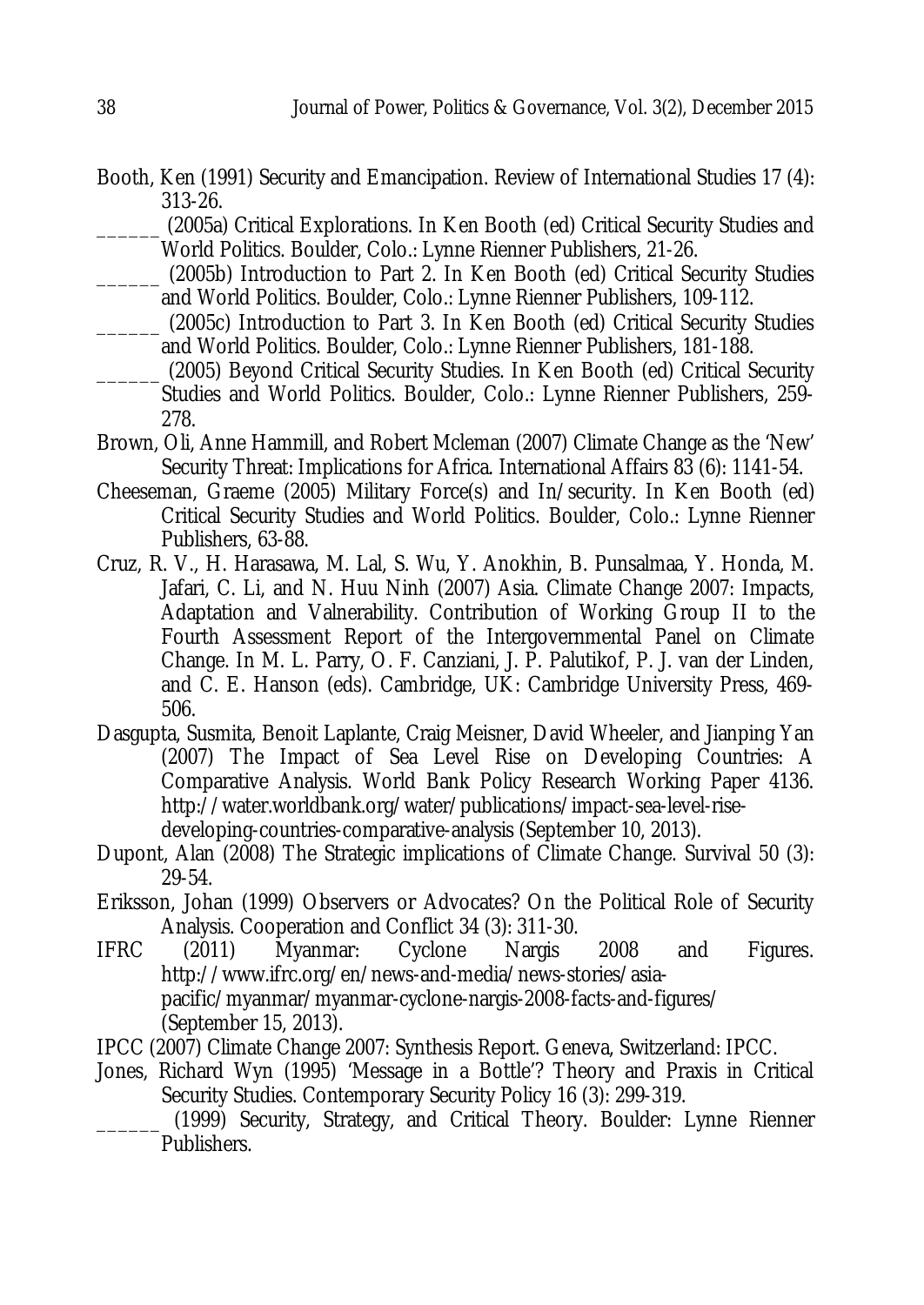Booth, Ken (1991) Security and Emancipation. Review of International Studies 17 (4): 313-26.

______ (2005a) Critical Explorations. In Ken Booth (ed) Critical Security Studies and World Politics. Boulder, Colo.: Lynne Rienner Publishers, 21-26.

______ (2005b) Introduction to Part 2. In Ken Booth (ed) Critical Security Studies and World Politics. Boulder, Colo.: Lynne Rienner Publishers, 109-112.

______ (2005c) Introduction to Part 3. In Ken Booth (ed) Critical Security Studies and World Politics. Boulder, Colo.: Lynne Rienner Publishers, 181-188.

______ (2005) Beyond Critical Security Studies. In Ken Booth (ed) Critical Security Studies and World Politics. Boulder, Colo.: Lynne Rienner Publishers, 259-278.

Brown, Oli, Anne Hammill, and Robert Mcleman (2007) Climate Change as the 'New' Security Threat: Implications for Africa. International Affairs 83 (6): 1141-54.

Cheeseman, Graeme (2005) Military Force(s) and In/security. In Ken Booth (ed) Critical Security Studies and World Politics. Boulder, Colo.: Lynne Rienner Publishers, 63-88.

Cruz, R. V., H. Harasawa, M. Lal, S. Wu, Y. Anokhin, B. Punsalmaa, Y. Honda, M. Jafari, C. Li, and N. Huu Ninh (2007) Asia. Climate Change 2007: Impacts, Adaptation and Valnerability. Contribution of Working Group II to the Fourth Assessment Report of the Intergovernmental Panel on Climate Change. In M. L. Parry, O. F. Canziani, J. P. Palutikof, P. J. van der Linden, and C. E. Hanson (eds). Cambridge, UK: Cambridge University Press, 469-506.

Dasgupta, Susmita, Benoit Laplante, Craig Meisner, David Wheeler, and Jianping Yan (2007) The Impact of Sea Level Rise on Developing Countries: A Comparative Analysis. World Bank Policy Research Working Paper 4136. http://water.worldbank.org/water/publications/impact-sea-level-rise-developing-countries-comparative-analysis (September 10, 2013).

Dupont, Alan (2008) The Strategic implications of Climate Change. Survival 50 (3): 29-54.

Eriksson, Johan (1999) Observers or Advocates? On the Political Role of Security Analysis. Cooperation and Conflict 34 (3): 311-30.

IFRC (2011) Myanmar: Cyclone Nargis 2008 and Figures. http://www.ifrc.org/en/news-and-media/news-stories/asia-pacific/myanmar/myanmar-cyclone-nargis-2008-facts-and-figures/ (September 15, 2013).

IPCC (2007) Climate Change 2007: Synthesis Report. Geneva, Switzerland: IPCC.

Jones, Richard Wyn (1995) 'Message in a Bottle'? Theory and Praxis in Critical Security Studies. Contemporary Security Policy 16 (3): 299-319.

______ (1999) Security, Strategy, and Critical Theory. Boulder: Lynne Rienner Publishers.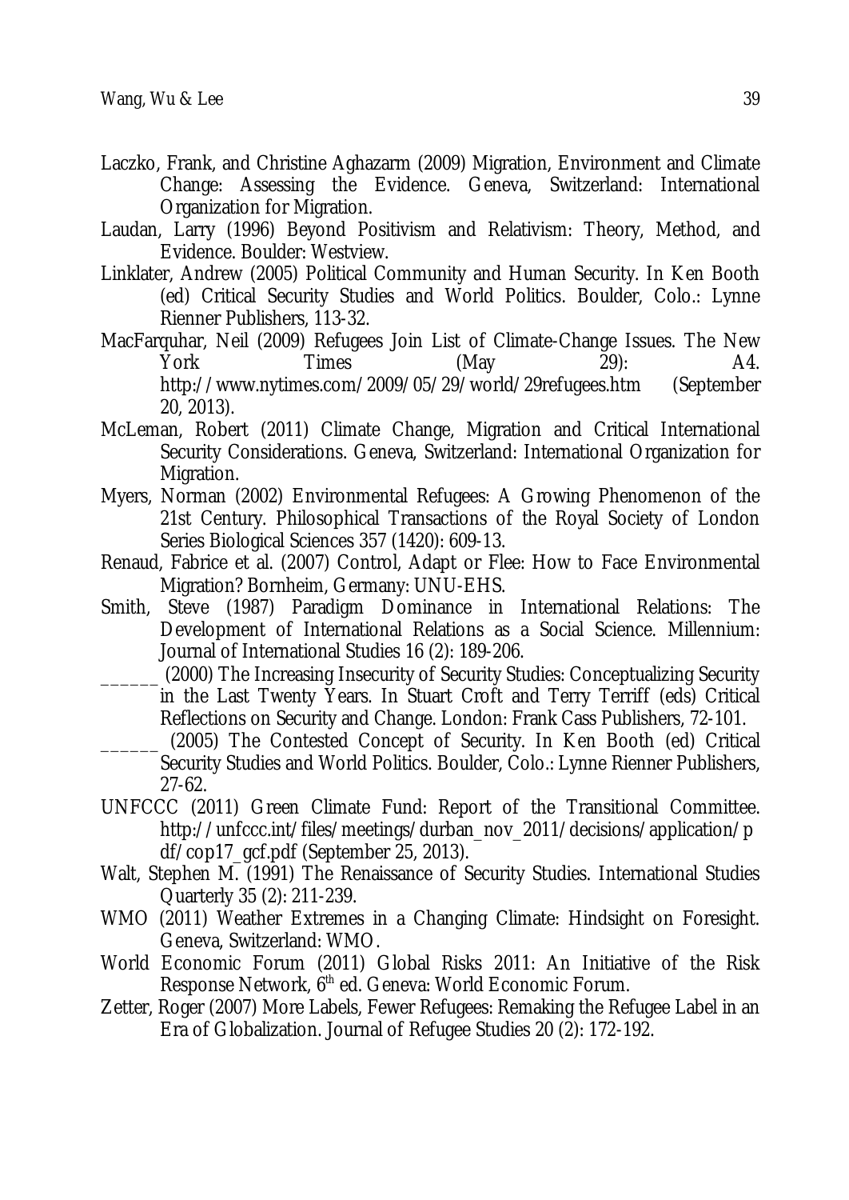Laczko, Frank, and Christine Aghazarm (2009) Migration, Environment and Climate Change: Assessing the Evidence. Geneva, Switzerland: International Organization for Migration.

Laudan, Larry (1996) Beyond Positivism and Relativism: Theory, Method, and Evidence. Boulder: Westview.

Linklater, Andrew (2005) Political Community and Human Security. In Ken Booth (ed) Critical Security Studies and World Politics. Boulder, Colo.: Lynne Rienner Publishers, 113-32.

MacFarquhar, Neil (2009) Refugees Join List of Climate-Change Issues. The New York Times (May 29): A4. http://www.nytimes.com/2009/05/29/world/29refugees.htm (September 20, 2013).

McLeman, Robert (2011) Climate Change, Migration and Critical International Security Considerations. Geneva, Switzerland: International Organization for Migration.

Myers, Norman (2002) Environmental Refugees: A Growing Phenomenon of the 21st Century. Philosophical Transactions of the Royal Society of London Series Biological Sciences 357 (1420): 609-13.

Renaud, Fabrice et al. (2007) Control, Adapt or Flee: How to Face Environmental Migration? Bornheim, Germany: UNU-EHS.

Smith, Steve (1987) Paradigm Dominance in International Relations: The Development of International Relations as a Social Science. Millennium: Journal of International Studies 16 (2): 189-206.

______ (2000) The Increasing Insecurity of Security Studies: Conceptualizing Security in the Last Twenty Years. In Stuart Croft and Terry Terriff (eds) Critical Reflections on Security and Change. London: Frank Cass Publishers, 72-101.

______ (2005) The Contested Concept of Security. In Ken Booth (ed) Critical Security Studies and World Politics. Boulder, Colo.: Lynne Rienner Publishers, 27-62.

UNFCCC (2011) Green Climate Fund: Report of the Transitional Committee. http://unfccc.int/files/meetings/durban_nov_2011/decisions/application/pdf/cop17_gcf.pdf (September 25, 2013).

Walt, Stephen M. (1991) The Renaissance of Security Studies. International Studies Quarterly 35 (2): 211-239.

WMO (2011) Weather Extremes in a Changing Climate: Hindsight on Foresight. Geneva, Switzerland: WMO.

World Economic Forum (2011) Global Risks 2011: An Initiative of the Risk Response Network, 6th ed. Geneva: World Economic Forum.

Zetter, Roger (2007) More Labels, Fewer Refugees: Remaking the Refugee Label in an Era of Globalization. Journal of Refugee Studies 20 (2): 172-192.